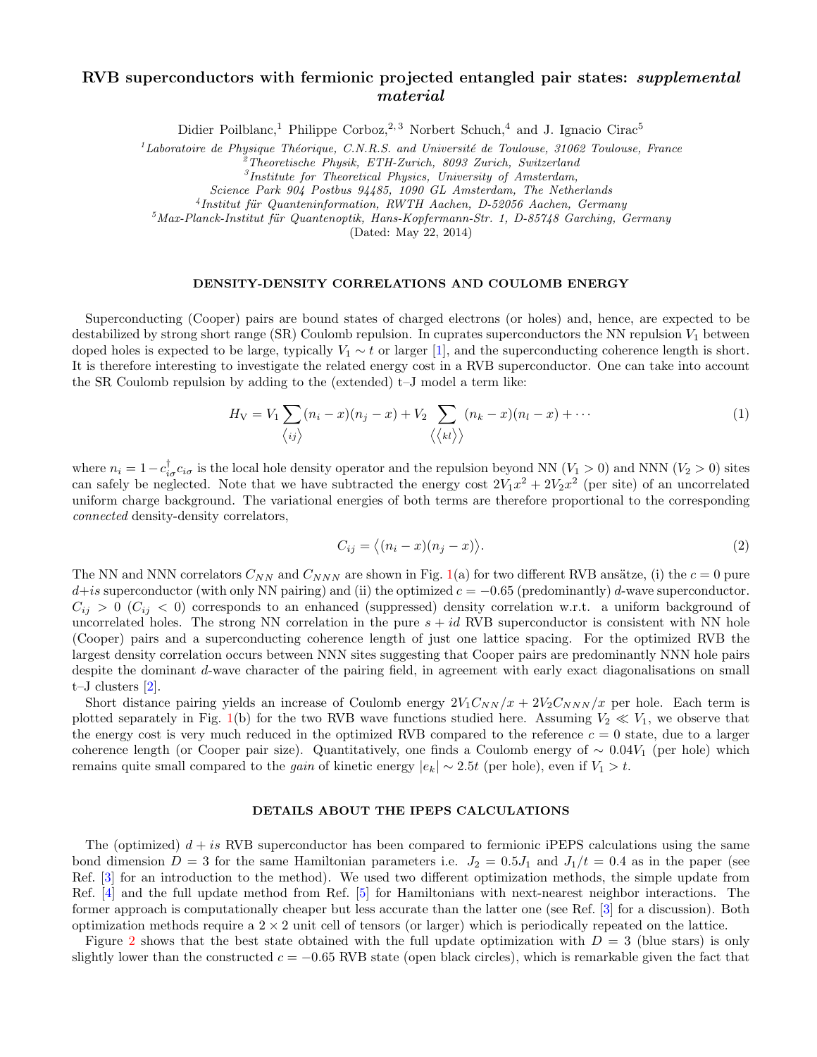# RVB superconductors with fermionic projected entangled pair states: *supplemental material*

Didier Poilblanc,[1] Philippe Corboz,[2,3] Norbert Schuch,[4] and J. Ignacio Cirac[5]

[1]*Laboratoire de Physique Théorique, C.N.R.S. and Université de Toulouse, 31062 Toulouse, France*
[2]*Theoretische Physik, ETH-Zurich, 8093 Zurich, Switzerland*
[3]*Institute for Theoretical Physics, University of Amsterdam, Science Park 904 Postbus 94485, 1090 GL Amsterdam, The Netherlands*
[4]*Institut für Quanteninformation, RWTH Aachen, D-52056 Aachen, Germany*
[5]*Max-Planck-Institut für Quantenoptik, Hans-Kopfermann-Str. 1, D-85748 Garching, Germany*

(Dated: May 22, 2014)

## DENSITY-DENSITY CORRELATIONS AND COULOMB ENERGY

Superconducting (Cooper) pairs are bound states of charged electrons (or holes) and, hence, are expected to be destabilized by strong short range (SR) Coulomb repulsion. In cuprates superconductors the NN repulsion $V_1$ between doped holes is expected to be large, typically $V_1 \sim t$ or larger [1], and the superconducting coherence length is short. It is therefore interesting to investigate the related energy cost in a RVB superconductor. One can take into account the SR Coulomb repulsion by adding to the (extended) t–J model a term like:

$$H_{\rm V} = V_1 \sum_{\langle ij \rangle} (n_i - x)(n_j - x) + V_2 \sum_{\langle\langle kl \rangle\rangle} (n_k - x)(n_l - x) + \cdots \tag{1}$$

where $n_i = 1 - c^\dagger_{i\sigma} c_{i\sigma}$ is the local hole density operator and the repulsion beyond NN ($V_1 > 0$) and NNN ($V_2 > 0$) sites can safely be neglected. Note that we have subtracted the energy cost $2V_1 x^2 + 2V_2 x^2$ (per site) of an uncorrelated uniform charge background. The variational energies of both terms are therefore proportional to the corresponding *connected* density-density correlators,

$$C_{ij} = \big\langle (n_i - x)(n_j - x) \big\rangle. \tag{2}$$

The NN and NNN correlators $C_{NN}$ and $C_{NNN}$ are shown in Fig. 1(a) for two different RVB ansätze, (i) the $c = 0$ pure $d$+$is$ superconductor (with only NN pairing) and (ii) the optimized $c = -0.65$ (predominantly) $d$-wave superconductor. $C_{ij} > 0$ ($C_{ij} < 0$) corresponds to an enhanced (suppressed) density correlation w.r.t. a uniform background of uncorrelated holes. The strong NN correlation in the pure $s + id$ RVB superconductor is consistent with NN hole (Cooper) pairs and a superconducting coherence length of just one lattice spacing. For the optimized RVB the largest density correlation occurs between NNN sites suggesting that Cooper pairs are predominantly NNN hole pairs despite the dominant $d$-wave character of the pairing field, in agreement with early exact diagonalisations on small t–J clusters [2].

Short distance pairing yields an increase of Coulomb energy $2V_1 C_{NN}/x + 2V_2 C_{NNN}/x$ per hole. Each term is plotted separately in Fig. 1(b) for the two RVB wave functions studied here. Assuming $V_2 \ll V_1$, we observe that the energy cost is very much reduced in the optimized RVB compared to the reference $c = 0$ state, due to a larger coherence length (or Cooper pair size). Quantitatively, one finds a Coulomb energy of $\sim 0.04 V_1$ (per hole) which remains quite small compared to the *gain* of kinetic energy $|e_k| \sim 2.5t$ (per hole), even if $V_1 > t$.

## DETAILS ABOUT THE IPEPS CALCULATIONS

The (optimized) $d + is$ RVB superconductor has been compared to fermionic iPEPS calculations using the same bond dimension $D = 3$ for the same Hamiltonian parameters i.e. $J_2 = 0.5J_1$ and $J_1/t = 0.4$ as in the paper (see Ref. [3] for an introduction to the method). We used two different optimization methods, the simple update from Ref. [4] and the full update method from Ref. [5] for Hamiltonians with next-nearest neighbor interactions. The former approach is computationally cheaper but less accurate than the latter one (see Ref. [3] for a discussion). Both optimization methods require a $2 \times 2$ unit cell of tensors (or larger) which is periodically repeated on the lattice.

Figure 2 shows that the best state obtained with the full update optimization with $D = 3$ (blue stars) is only slightly lower than the constructed $c = -0.65$ RVB state (open black circles), which is remarkable given the fact that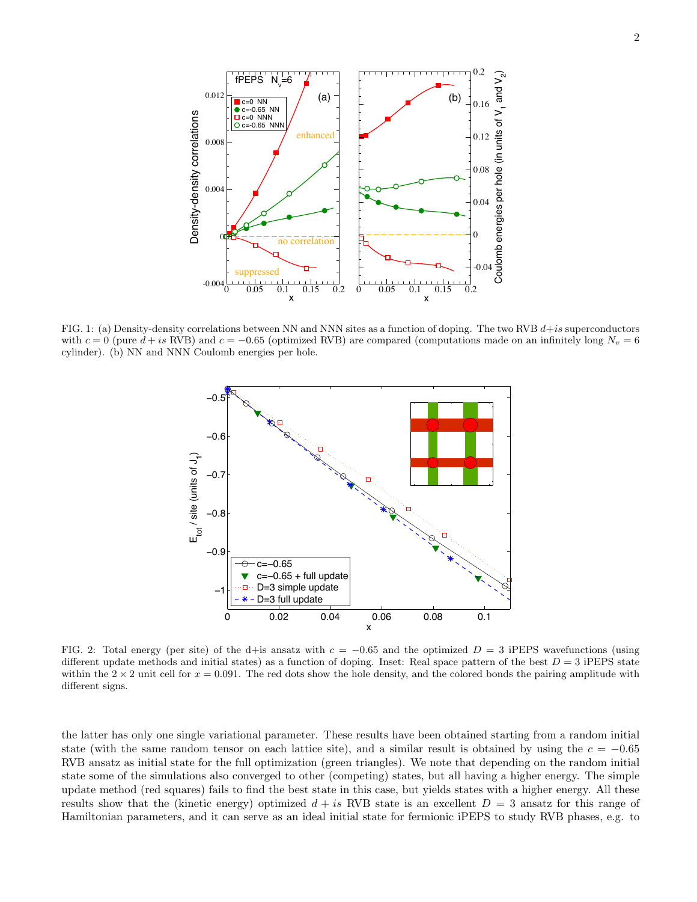FIG. 1: (a) Density-density correlations between NN and NNN sites as a function of doping. The two RVB $d+is$ superconductors with $c=0$ (pure $d+is$ RVB) and $c=-0.65$ (optimized RVB) are compared (computations made on an infinitely long $N_v=6$ cylinder). (b) NN and NNN Coulomb energies per hole.

FIG. 2: Total energy (per site) of the d+is ansatz with $c=-0.65$ and the optimized $D=3$ iPEPS wavefunctions (using different update methods and initial states) as a function of doping. Inset: Real space pattern of the best $D=3$ iPEPS state within the $2\times 2$ unit cell for $x=0.091$. The red dots show the hole density, and the colored bonds the pairing amplitude with different signs.

the latter has only one single variational parameter. These results have been obtained starting from a random initial state (with the same random tensor on each lattice site), and a similar result is obtained by using the $c=-0.65$ RVB ansatz as initial state for the full optimization (green triangles). We note that depending on the random initial state some of the simulations also converged to other (competing) states, but all having a higher energy. The simple update method (red squares) fails to find the best state in this case, but yields states with a higher energy. All these results show that the (kinetic energy) optimized $d+is$ RVB state is an excellent $D=3$ ansatz for this range of Hamiltonian parameters, and it can serve as an ideal initial state for fermionic iPEPS to study RVB phases, e.g. to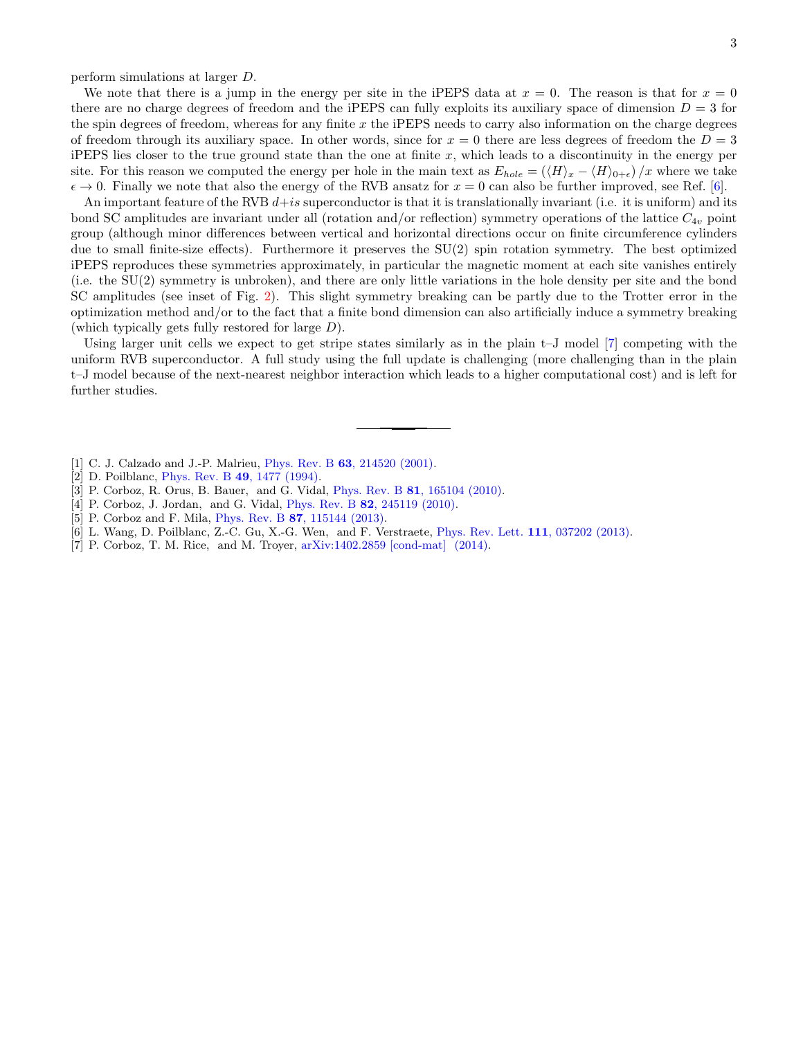perform simulations at larger $D$.

We note that there is a jump in the energy per site in the iPEPS data at $x = 0$. The reason is that for $x = 0$ there are no charge degrees of freedom and the iPEPS can fully exploits its auxiliary space of dimension $D = 3$ for the spin degrees of freedom, whereas for any finite $x$ the iPEPS needs to carry also information on the charge degrees of freedom through its auxiliary space. In other words, since for $x = 0$ there are less degrees of freedom the $D = 3$ iPEPS lies closer to the true ground state than the one at finite $x$, which leads to a discontinuity in the energy per site. For this reason we computed the energy per hole in the main text as $E_{hole} = \left(\langle H\rangle_x - \langle H\rangle_{0+\epsilon}\right)/x$ where we take $\epsilon \to 0$. Finally we note that also the energy of the RVB ansatz for $x = 0$ can also be further improved, see Ref. [6].

An important feature of the RVB $d+is$ superconductor is that it is translationally invariant (i.e. it is uniform) and its bond SC amplitudes are invariant under all (rotation and/or reflection) symmetry operations of the lattice $C_{4v}$ point group (although minor differences between vertical and horizontal directions occur on finite circumference cylinders due to small finite-size effects). Furthermore it preserves the SU(2) spin rotation symmetry. The best optimized iPEPS reproduces these symmetries approximately, in particular the magnetic moment at each site vanishes entirely (i.e. the SU(2) symmetry is unbroken), and there are only little variations in the hole density per site and the bond SC amplitudes (see inset of Fig. 2). This slight symmetry breaking can be partly due to the Trotter error in the optimization method and/or to the fact that a finite bond dimension can also artificially induce a symmetry breaking (which typically gets fully restored for large $D$).

Using larger unit cells we expect to get stripe states similarly as in the plain t–J model [7] competing with the uniform RVB superconductor. A full study using the full update is challenging (more challenging than in the plain t–J model because of the next-nearest neighbor interaction which leads to a higher computational cost) and is left for further studies.

---

[1] C. J. Calzado and J.-P. Malrieu, Phys. Rev. B **63**, 214520 (2001).
[2] D. Poilblanc, Phys. Rev. B **49**, 1477 (1994).
[3] P. Corboz, R. Orus, B. Bauer, and G. Vidal, Phys. Rev. B **81**, 165104 (2010).
[4] P. Corboz, J. Jordan, and G. Vidal, Phys. Rev. B **82**, 245119 (2010).
[5] P. Corboz and F. Mila, Phys. Rev. B **87**, 115144 (2013).
[6] L. Wang, D. Poilblanc, Z.-C. Gu, X.-G. Wen, and F. Verstraete, Phys. Rev. Lett. **111**, 037202 (2013).
[7] P. Corboz, T. M. Rice, and M. Troyer, arXiv:1402.2859 [cond-mat] (2014).